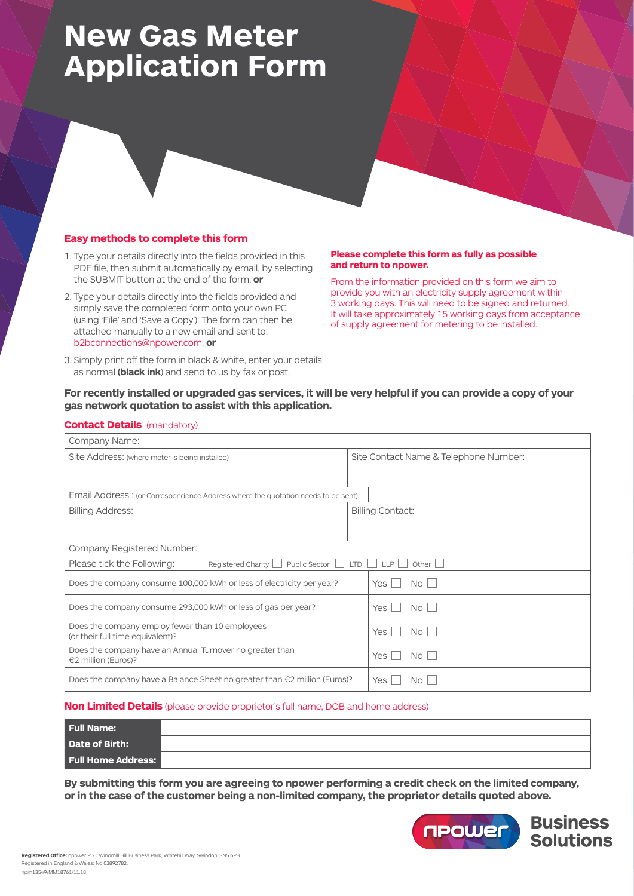# New Gas Meter Application Form

## Easy methods to complete this form

1. Type your details directly into the fields provided in this PDF file, then submit automatically by email, by selecting the SUBMIT button at the end of the form, **or**
2. Type your details directly into the fields provided and simply save the completed form onto your own PC (using 'File' and 'Save a Copy'). The form can then be attached manually to a new email and sent to: b2bconnections@npower.com, **or**
3. Simply print off the form in black & white, enter your details as normal **(black ink)** and send to us by fax or post.

**Please complete this form as fully as possible and return to npower.**

From the information provided on this form we aim to provide you with an electricity supply agreement within 3 working days. This will need to be signed and returned. It will take approximately 15 working days from acceptance of supply agreement for metering to be installed.

**For recently installed or upgraded gas services, it will be very helpful if you can provide a copy of your gas network quotation to assist with this application.**

**Contact Details** (mandatory)

| Company Name: | | | |
|---|---|---|---|
| Site Address: (where meter is being installed) | | Site Contact Name & Telephone Number: | |
| Email Address : (or Correspondence Address where the quotation needs to be sent) | | | |
| Billing Address: | | Billing Contact: | |
| Company Registered Number: | | | |
| Please tick the Following: | Registered Charity ☐ Public Sector ☐ LTD ☐ LLP ☐ Other ☐ | | |
| Does the company consume 100,000 kWh or less of electricity per year? | | Yes ☐ No ☐ | |
| Does the company consume 293,000 kWh or less of gas per year? | | Yes ☐ No ☐ | |
| Does the company employ fewer than 10 employees (or their full time equivalent)? | | Yes ☐ No ☐ | |
| Does the company have an Annual Turnover no greater than €2 million (Euros)? | | Yes ☐ No ☐ | |
| Does the company have a Balance Sheet no greater than €2 million (Euros)? | | Yes ☐ No ☐ | |

**Non Limited Details** (please provide proprietor's full name, DOB and home address)

| **Full Name:** | |
|---|---|
| **Date of Birth:** | |
| **Full Home Address:** | |

**By submitting this form you are agreeing to npower performing a credit check on the limited company, or in the case of the customer being a non-limited company, the proprietor details quoted above.**

npower Business Solutions

**Registered Office:** npower PLC, Windmill Hill Business Park, Whitehill Way, Swindon, SN5 6PB.
Registered in England & Wales: No 03892782.
npm13549/MM18761/11.18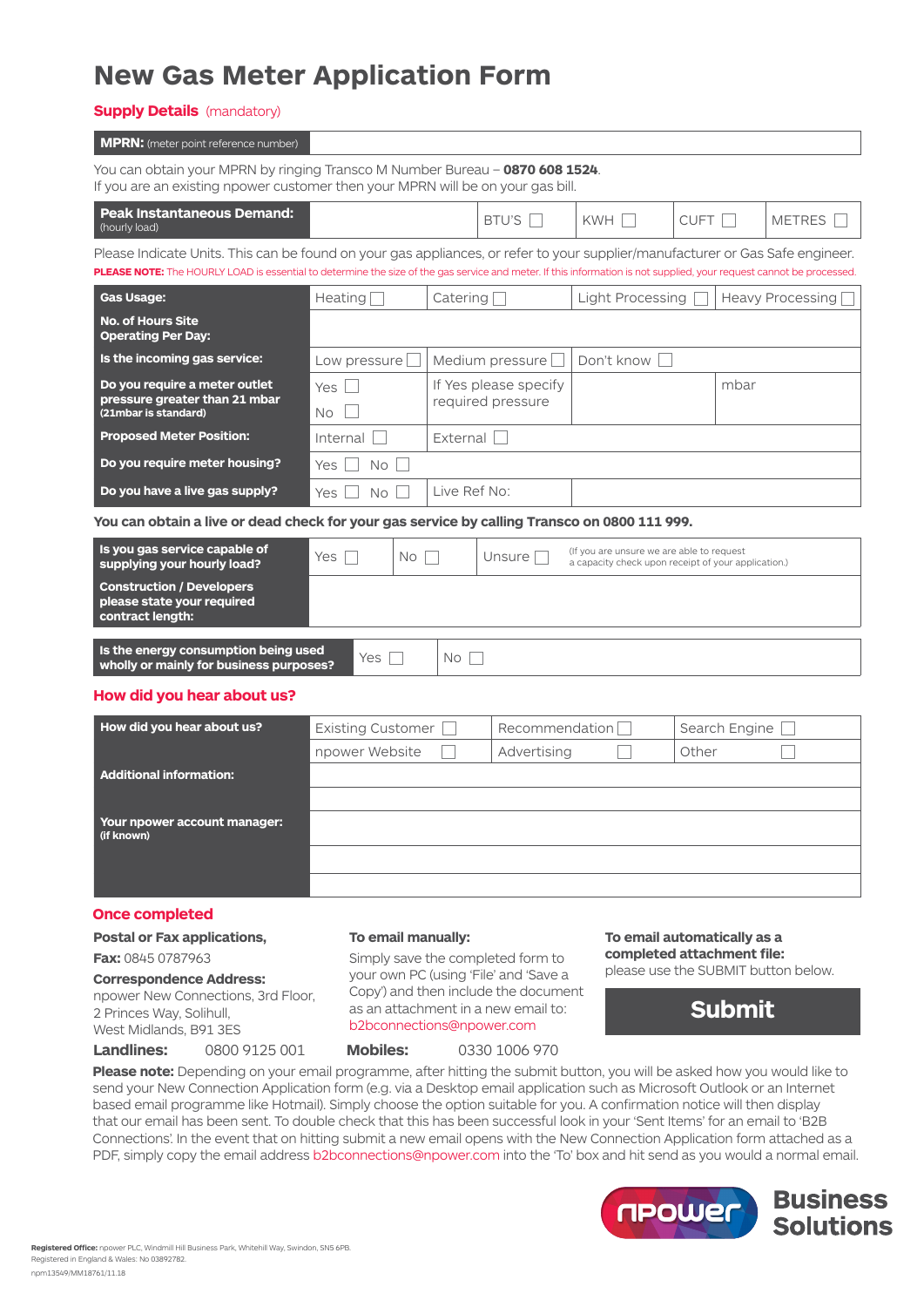# New Gas Meter Application Form

## Supply Details (mandatory)

| | |
|---|---|
| **MPRN:** (meter point reference number) | |

You can obtain your MPRN by ringing Transco M Number Bureau – **0870 608 1524**.
If you are an existing npower customer then your MPRN will be on your gas bill.

| | | | | | |
|---|---|---|---|---|---|
| **Peak Instantaneous Demand:** (hourly load) | | BTU'S ☐ | KWH ☐ | CUFT ☐ | METRES ☐ |

Please Indicate Units. This can be found on your gas appliances, or refer to your supplier/manufacturer or Gas Safe engineer.
**PLEASE NOTE:** The HOURLY LOAD is essential to determine the size of the gas service and meter. If this information is not supplied, your request cannot be processed.

| | | | | |
|---|---|---|---|---|
| **Gas Usage:** | Heating ☐ | Catering ☐ | Light Processing ☐ | Heavy Processing ☐ |
| **No. of Hours Site Operating Per Day:** | | | | |
| **Is the incoming gas service:** | Low pressure ☐ | Medium pressure ☐ | Don't know ☐ | |
| **Do you require a meter outlet pressure greater than 21 mbar** (21mbar is standard) | Yes ☐ No ☐ | If Yes please specify required pressure | | mbar |
| **Proposed Meter Position:** | Internal ☐ | External ☐ | | |
| **Do you require meter housing?** | Yes ☐ No ☐ | | | |
| **Do you have a live gas supply?** | Yes ☐ No ☐ | Live Ref No: | | |

**You can obtain a live or dead check for your gas service by calling Transco on 0800 111 999.**

| | | | | |
|---|---|---|---|---|
| **Is you gas service capable of supplying your hourly load?** | Yes ☐ | No ☐ | Unsure ☐ | (If you are unsure we are able to request a capacity check upon receipt of your application.) |
| **Construction / Developers please state your required contract length:** | | | | |

| | | |
|---|---|---|
| **Is the energy consumption being used wholly or mainly for business purposes?** | Yes ☐ | No ☐ |

## How did you hear about us?

| | | | |
|---|---|---|---|
| **How did you hear about us?** | Existing Customer ☐ | Recommendation ☐ | Search Engine ☐ |
| | npower Website ☐ | Advertising ☐ | Other ☐ |
| **Additional information:** | | | |
| **Your npower account manager:** (if known) | | | |

## Once completed

**Postal or Fax applications,**

**Fax:** 0845 0787963

**Correspondence Address:**
npower New Connections, 3rd Floor,
2 Princes Way, Solihull,
West Midlands, B91 3ES

**To email manually:**

Simply save the completed form to your own PC (using 'File' and 'Save a Copy') and then include the document as an attachment in a new email to: b2bconnections@npower.com

**To email automatically as a completed attachment file:**
please use the SUBMIT button below.

**Submit**

**Landlines:** 0800 9125 001 **Mobiles:** 0330 1006 970

**Please note:** Depending on your email programme, after hitting the submit button, you will be asked how you would like to send your New Connection Application form (e.g. via a Desktop email application such as Microsoft Outlook or an Internet based email programme like Hotmail). Simply choose the option suitable for you. A confirmation notice will then display that our email has been sent. To double check that this has been successful look in your 'Sent Items' for an email to 'B2B Connections'. In the event that on hitting submit a new email opens with the New Connection Application form attached as a PDF, simply copy the email address b2bconnections@npower.com into the 'To' box and hit send as you would a normal email.

npower Business Solutions

**Registered Office:** npower PLC, Windmill Hill Business Park, Whitehill Way, Swindon, SN5 6PB.
Registered in England & Wales: No 03892782.
npm13549/MM18761/11.18